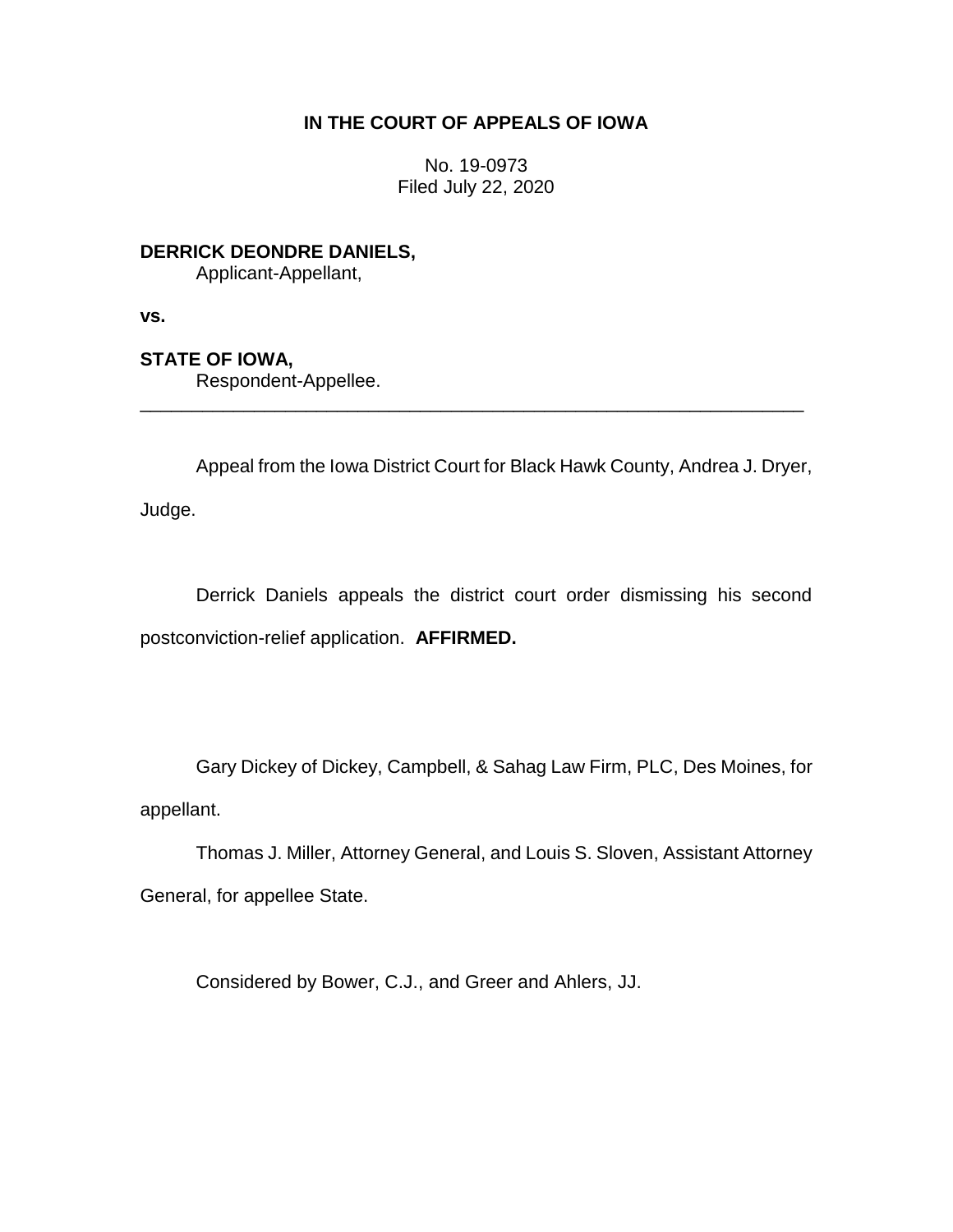# IN THE COURT OF APPEALS OF IOWA

No. 19-0973
Filed July 22, 2020

**DERRICK DEONDRE DANIELS,**
Applicant-Appellant,

**vs.**

**STATE OF IOWA,**
Respondent-Appellee.

---

Appeal from the Iowa District Court for Black Hawk County, Andrea J. Dryer, Judge.

Derrick Daniels appeals the district court order dismissing his second postconviction-relief application. **AFFIRMED.**

Gary Dickey of Dickey, Campbell, & Sahag Law Firm, PLC, Des Moines, for appellant.

Thomas J. Miller, Attorney General, and Louis S. Sloven, Assistant Attorney General, for appellee State.

Considered by Bower, C.J., and Greer and Ahlers, JJ.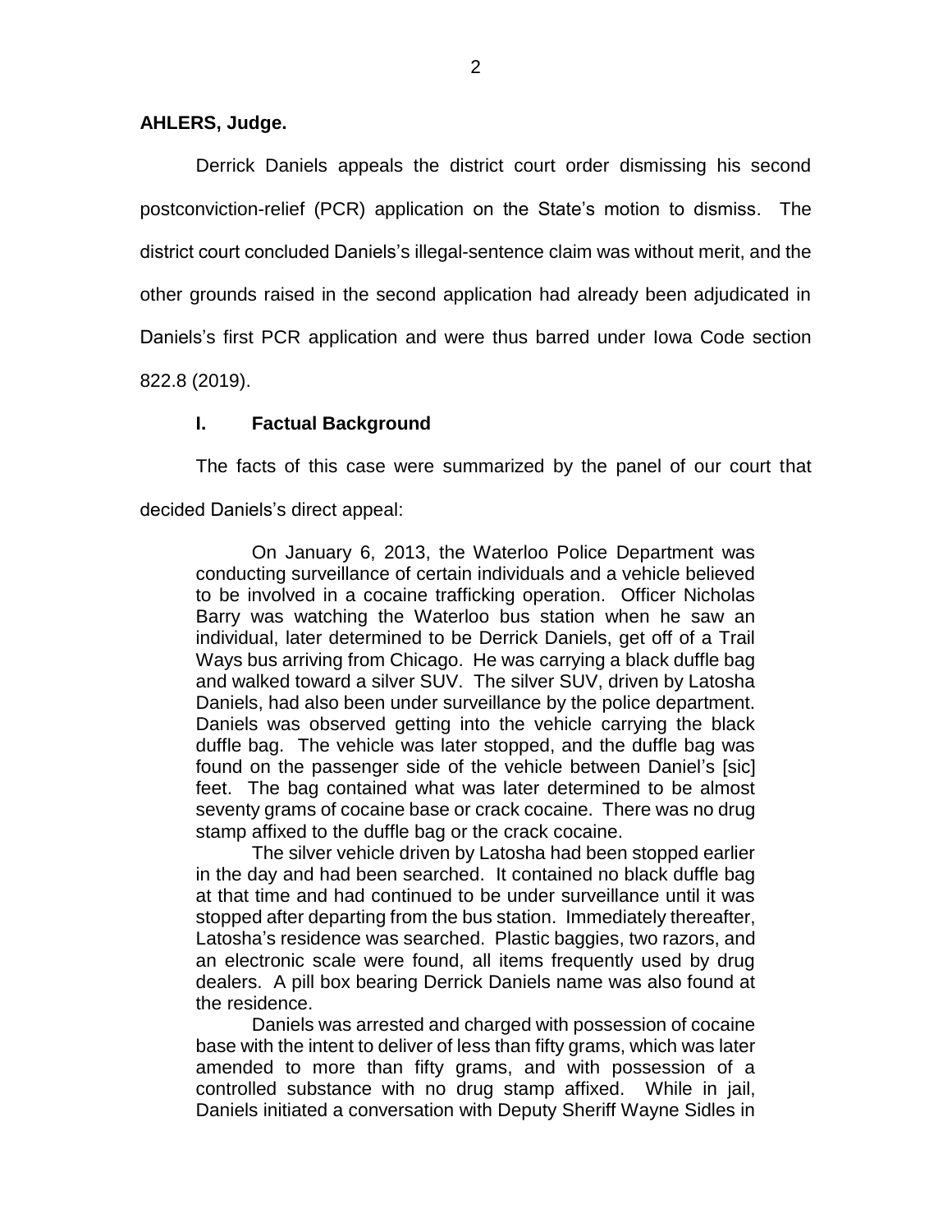**AHLERS, Judge.**

Derrick Daniels appeals the district court order dismissing his second postconviction-relief (PCR) application on the State's motion to dismiss. The district court concluded Daniels's illegal-sentence claim was without merit, and the other grounds raised in the second application had already been adjudicated in Daniels's first PCR application and were thus barred under Iowa Code section 822.8 (2019).

## I. Factual Background

The facts of this case were summarized by the panel of our court that decided Daniels's direct appeal:

> On January 6, 2013, the Waterloo Police Department was conducting surveillance of certain individuals and a vehicle believed to be involved in a cocaine trafficking operation. Officer Nicholas Barry was watching the Waterloo bus station when he saw an individual, later determined to be Derrick Daniels, get off of a Trail Ways bus arriving from Chicago. He was carrying a black duffle bag and walked toward a silver SUV. The silver SUV, driven by Latosha Daniels, had also been under surveillance by the police department. Daniels was observed getting into the vehicle carrying the black duffle bag. The vehicle was later stopped, and the duffle bag was found on the passenger side of the vehicle between Daniel's [sic] feet. The bag contained what was later determined to be almost seventy grams of cocaine base or crack cocaine. There was no drug stamp affixed to the duffle bag or the crack cocaine.
>
> The silver vehicle driven by Latosha had been stopped earlier in the day and had been searched. It contained no black duffle bag at that time and had continued to be under surveillance until it was stopped after departing from the bus station. Immediately thereafter, Latosha's residence was searched. Plastic baggies, two razors, and an electronic scale were found, all items frequently used by drug dealers. A pill box bearing Derrick Daniels name was also found at the residence.
>
> Daniels was arrested and charged with possession of cocaine base with the intent to deliver of less than fifty grams, which was later amended to more than fifty grams, and with possession of a controlled substance with no drug stamp affixed. While in jail, Daniels initiated a conversation with Deputy Sheriff Wayne Sidles in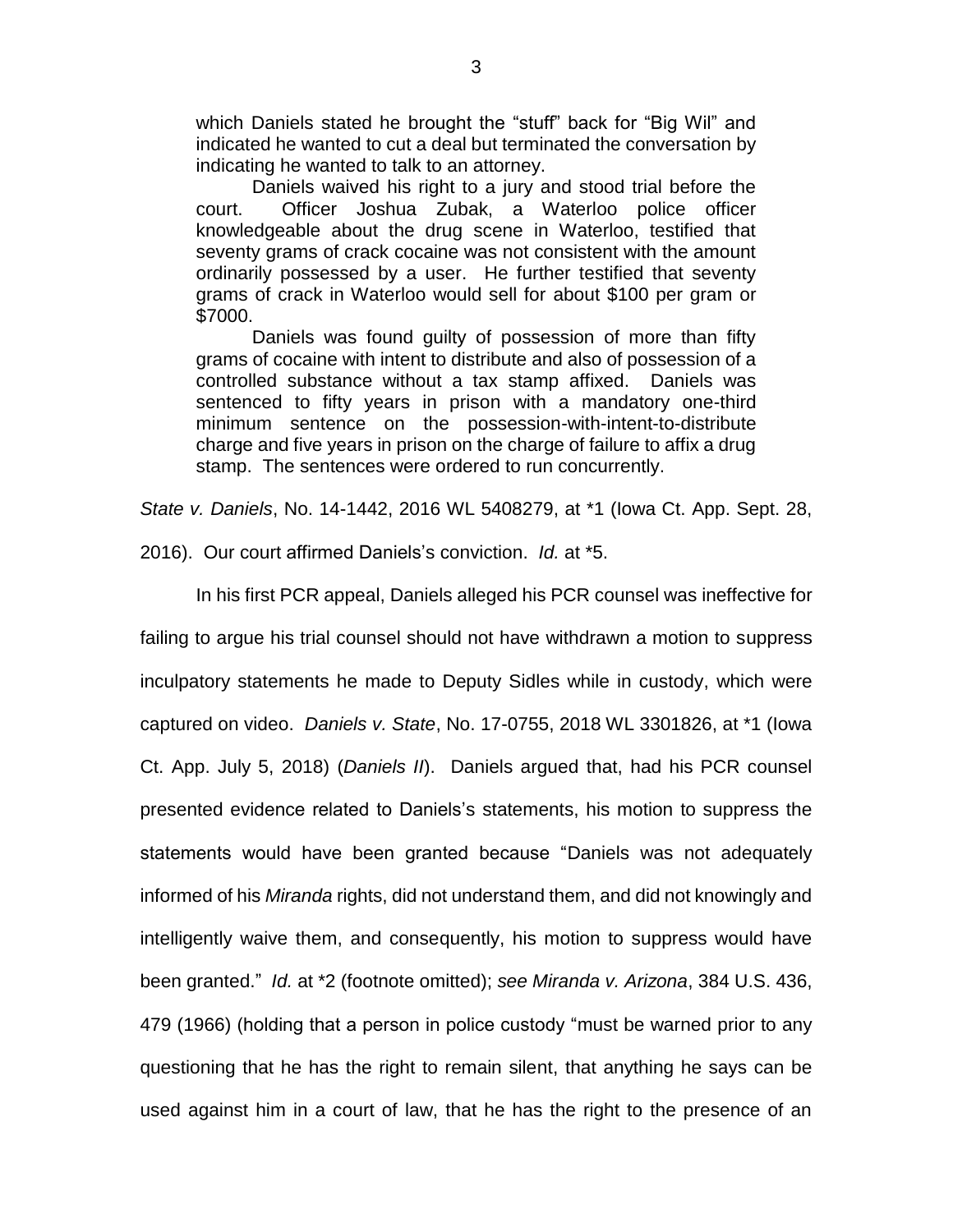> which Daniels stated he brought the "stuff" back for "Big Wil" and indicated he wanted to cut a deal but terminated the conversation by indicating he wanted to talk to an attorney.
>
> Daniels waived his right to a jury and stood trial before the court. Officer Joshua Zubak, a Waterloo police officer knowledgeable about the drug scene in Waterloo, testified that seventy grams of crack cocaine was not consistent with the amount ordinarily possessed by a user. He further testified that seventy grams of crack in Waterloo would sell for about $100 per gram or $7000.
>
> Daniels was found guilty of possession of more than fifty grams of cocaine with intent to distribute and also of possession of a controlled substance without a tax stamp affixed. Daniels was sentenced to fifty years in prison with a mandatory one-third minimum sentence on the possession-with-intent-to-distribute charge and five years in prison on the charge of failure to affix a drug stamp. The sentences were ordered to run concurrently.

*State v. Daniels*, No. 14-1442, 2016 WL 5408279, at *1 (Iowa Ct. App. Sept. 28, 2016). Our court affirmed Daniels's conviction. *Id.* at *5.

In his first PCR appeal, Daniels alleged his PCR counsel was ineffective for failing to argue his trial counsel should not have withdrawn a motion to suppress inculpatory statements he made to Deputy Sidles while in custody, which were captured on video. *Daniels v. State*, No. 17-0755, 2018 WL 3301826, at *1 (Iowa Ct. App. July 5, 2018) (*Daniels II*). Daniels argued that, had his PCR counsel presented evidence related to Daniels's statements, his motion to suppress the statements would have been granted because "Daniels was not adequately informed of his *Miranda* rights, did not understand them, and did not knowingly and intelligently waive them, and consequently, his motion to suppress would have been granted." *Id.* at *2 (footnote omitted); *see Miranda v. Arizona*, 384 U.S. 436, 479 (1966) (holding that a person in police custody "must be warned prior to any questioning that he has the right to remain silent, that anything he says can be used against him in a court of law, that he has the right to the presence of an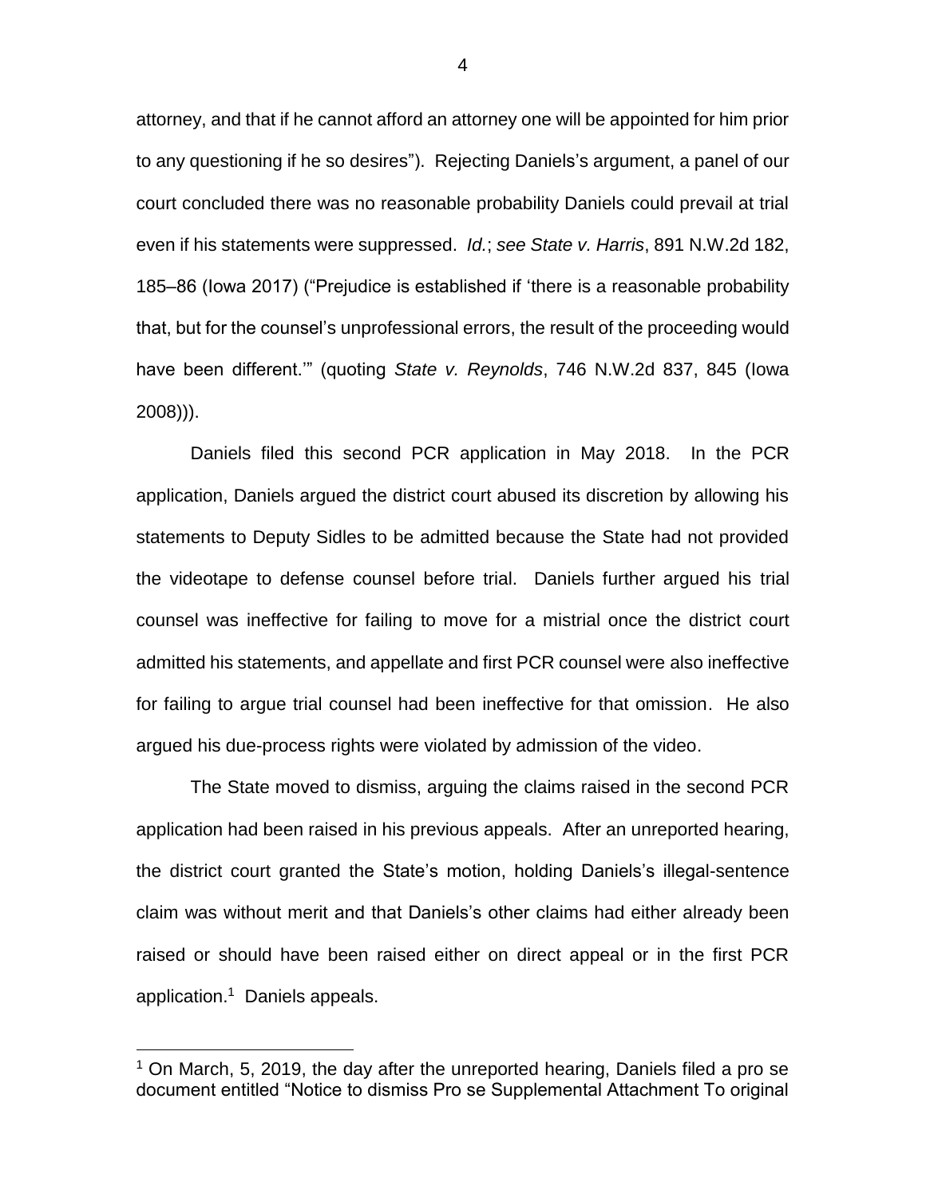attorney, and that if he cannot afford an attorney one will be appointed for him prior to any questioning if he so desires"). Rejecting Daniels's argument, a panel of our court concluded there was no reasonable probability Daniels could prevail at trial even if his statements were suppressed. *Id.*; *see State v. Harris*, 891 N.W.2d 182, 185–86 (Iowa 2017) ("Prejudice is established if 'there is a reasonable probability that, but for the counsel's unprofessional errors, the result of the proceeding would have been different.'" (quoting *State v. Reynolds*, 746 N.W.2d 837, 845 (Iowa 2008))).

Daniels filed this second PCR application in May 2018. In the PCR application, Daniels argued the district court abused its discretion by allowing his statements to Deputy Sidles to be admitted because the State had not provided the videotape to defense counsel before trial. Daniels further argued his trial counsel was ineffective for failing to move for a mistrial once the district court admitted his statements, and appellate and first PCR counsel were also ineffective for failing to argue trial counsel had been ineffective for that omission. He also argued his due-process rights were violated by admission of the video.

The State moved to dismiss, arguing the claims raised in the second PCR application had been raised in his previous appeals. After an unreported hearing, the district court granted the State's motion, holding Daniels's illegal-sentence claim was without merit and that Daniels's other claims had either already been raised or should have been raised either on direct appeal or in the first PCR application.[1] Daniels appeals.

---

[1] On March, 5, 2019, the day after the unreported hearing, Daniels filed a pro se document entitled "Notice to dismiss Pro se Supplemental Attachment To original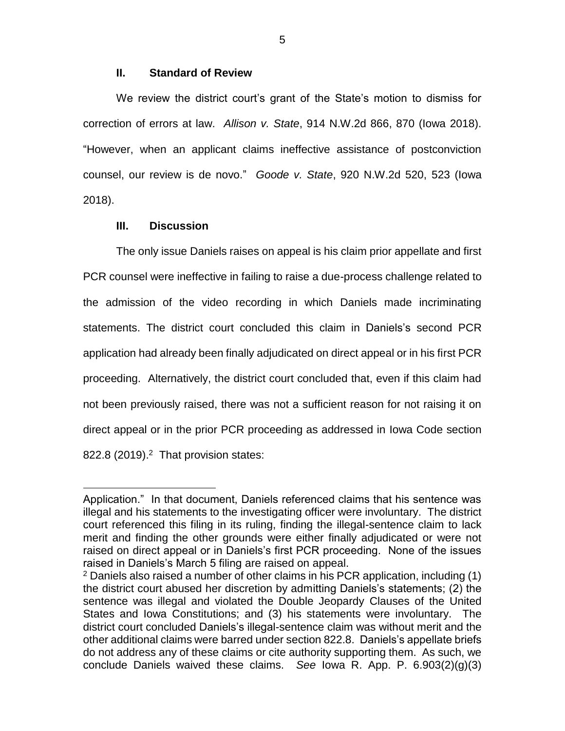## II. Standard of Review

We review the district court's grant of the State's motion to dismiss for correction of errors at law. *Allison v. State*, 914 N.W.2d 866, 870 (Iowa 2018). "However, when an applicant claims ineffective assistance of postconviction counsel, our review is de novo." *Goode v. State*, 920 N.W.2d 520, 523 (Iowa 2018).

## III. Discussion

The only issue Daniels raises on appeal is his claim prior appellate and first PCR counsel were ineffective in failing to raise a due-process challenge related to the admission of the video recording in which Daniels made incriminating statements. The district court concluded this claim in Daniels's second PCR application had already been finally adjudicated on direct appeal or in his first PCR proceeding. Alternatively, the district court concluded that, even if this claim had not been previously raised, there was not a sufficient reason for not raising it on direct appeal or in the prior PCR proceeding as addressed in Iowa Code section 822.8 (2019).[2] That provision states:

---

Application." In that document, Daniels referenced claims that his sentence was illegal and his statements to the investigating officer were involuntary. The district court referenced this filing in its ruling, finding the illegal-sentence claim to lack merit and finding the other grounds were either finally adjudicated or were not raised on direct appeal or in Daniels's first PCR proceeding. None of the issues raised in Daniels's March 5 filing are raised on appeal.

[2] Daniels also raised a number of other claims in his PCR application, including (1) the district court abused her discretion by admitting Daniels's statements; (2) the sentence was illegal and violated the Double Jeopardy Clauses of the United States and Iowa Constitutions; and (3) his statements were involuntary. The district court concluded Daniels's illegal-sentence claim was without merit and the other additional claims were barred under section 822.8. Daniels's appellate briefs do not address any of these claims or cite authority supporting them. As such, we conclude Daniels waived these claims. *See* Iowa R. App. P. 6.903(2)(g)(3)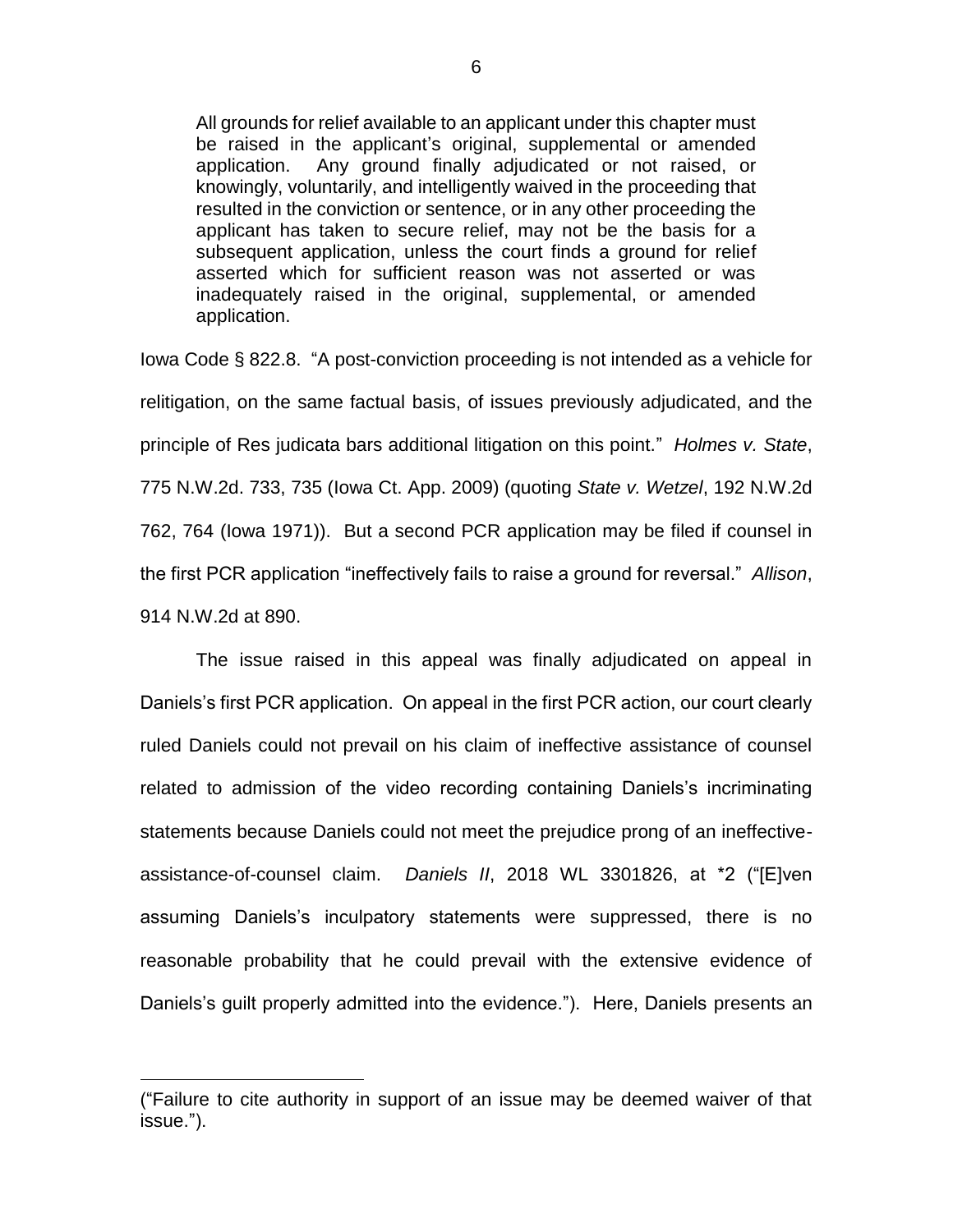> All grounds for relief available to an applicant under this chapter must be raised in the applicant's original, supplemental or amended application. Any ground finally adjudicated or not raised, or knowingly, voluntarily, and intelligently waived in the proceeding that resulted in the conviction or sentence, or in any other proceeding the applicant has taken to secure relief, may not be the basis for a subsequent application, unless the court finds a ground for relief asserted which for sufficient reason was not asserted or was inadequately raised in the original, supplemental, or amended application.

Iowa Code § 822.8. "A post-conviction proceeding is not intended as a vehicle for relitigation, on the same factual basis, of issues previously adjudicated, and the principle of Res judicata bars additional litigation on this point." *Holmes v. State*, 775 N.W.2d. 733, 735 (Iowa Ct. App. 2009) (quoting *State v. Wetzel*, 192 N.W.2d 762, 764 (Iowa 1971)). But a second PCR application may be filed if counsel in the first PCR application "ineffectively fails to raise a ground for reversal." *Allison*, 914 N.W.2d at 890.

The issue raised in this appeal was finally adjudicated on appeal in Daniels's first PCR application. On appeal in the first PCR action, our court clearly ruled Daniels could not prevail on his claim of ineffective assistance of counsel related to admission of the video recording containing Daniels's incriminating statements because Daniels could not meet the prejudice prong of an ineffective-assistance-of-counsel claim. *Daniels II*, 2018 WL 3301826, at *2 ("[E]ven assuming Daniels's inculpatory statements were suppressed, there is no reasonable probability that he could prevail with the extensive evidence of Daniels's guilt properly admitted into the evidence."). Here, Daniels presents an

---

("Failure to cite authority in support of an issue may be deemed waiver of that issue.").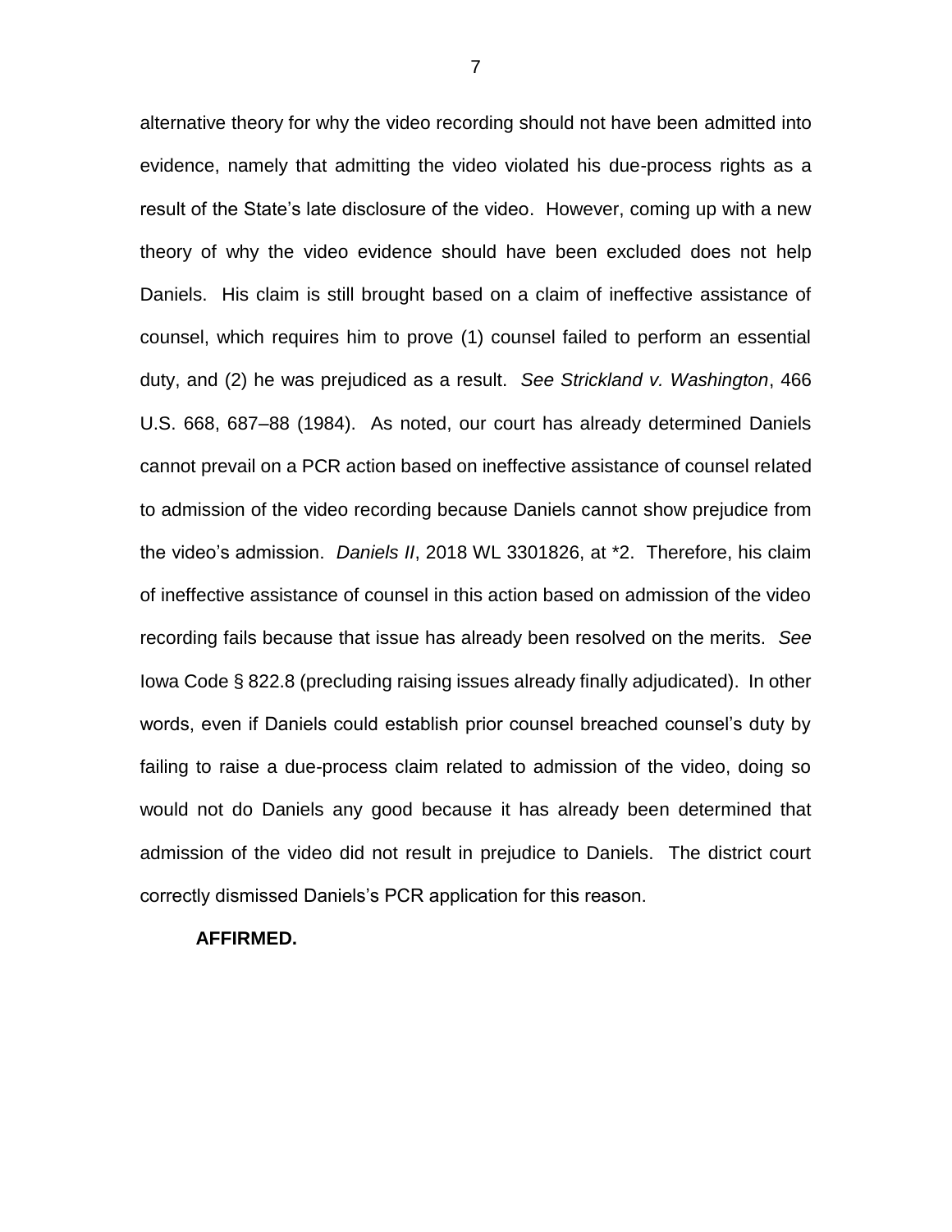alternative theory for why the video recording should not have been admitted into evidence, namely that admitting the video violated his due-process rights as a result of the State's late disclosure of the video. However, coming up with a new theory of why the video evidence should have been excluded does not help Daniels. His claim is still brought based on a claim of ineffective assistance of counsel, which requires him to prove (1) counsel failed to perform an essential duty, and (2) he was prejudiced as a result. *See Strickland v. Washington*, 466 U.S. 668, 687–88 (1984). As noted, our court has already determined Daniels cannot prevail on a PCR action based on ineffective assistance of counsel related to admission of the video recording because Daniels cannot show prejudice from the video's admission. *Daniels II*, 2018 WL 3301826, at *2. Therefore, his claim of ineffective assistance of counsel in this action based on admission of the video recording fails because that issue has already been resolved on the merits. *See* Iowa Code § 822.8 (precluding raising issues already finally adjudicated). In other words, even if Daniels could establish prior counsel breached counsel's duty by failing to raise a due-process claim related to admission of the video, doing so would not do Daniels any good because it has already been determined that admission of the video did not result in prejudice to Daniels. The district court correctly dismissed Daniels's PCR application for this reason.

**AFFIRMED.**